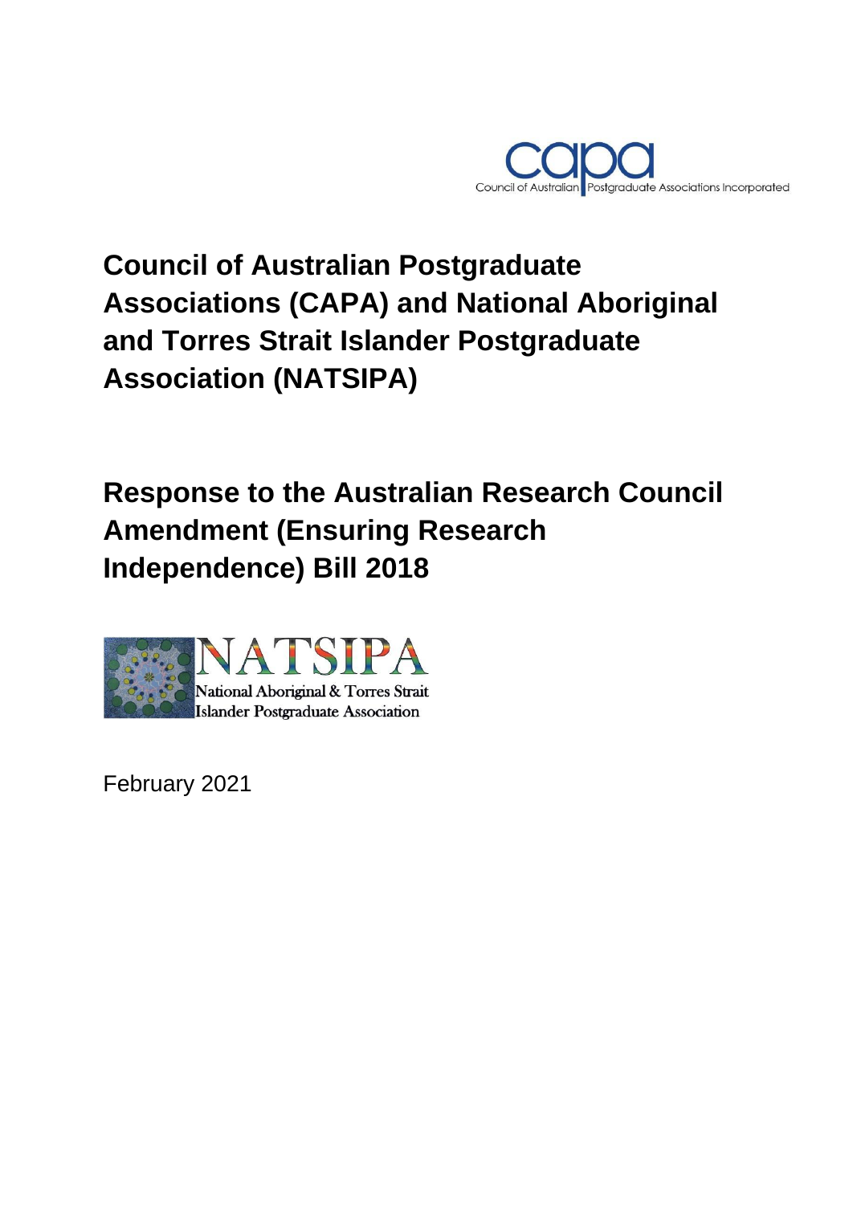capa

Council of Australian Postgraduate Associations Incorporated

# Council of Australian Postgraduate Associations (CAPA) and National Aboriginal and Torres Strait Islander Postgraduate Association (NATSIPA)

# Response to the Australian Research Council Amendment (Ensuring Research Independence) Bill 2018

NATSIPA

National Aboriginal & Torres Strait Islander Postgraduate Association

February 2021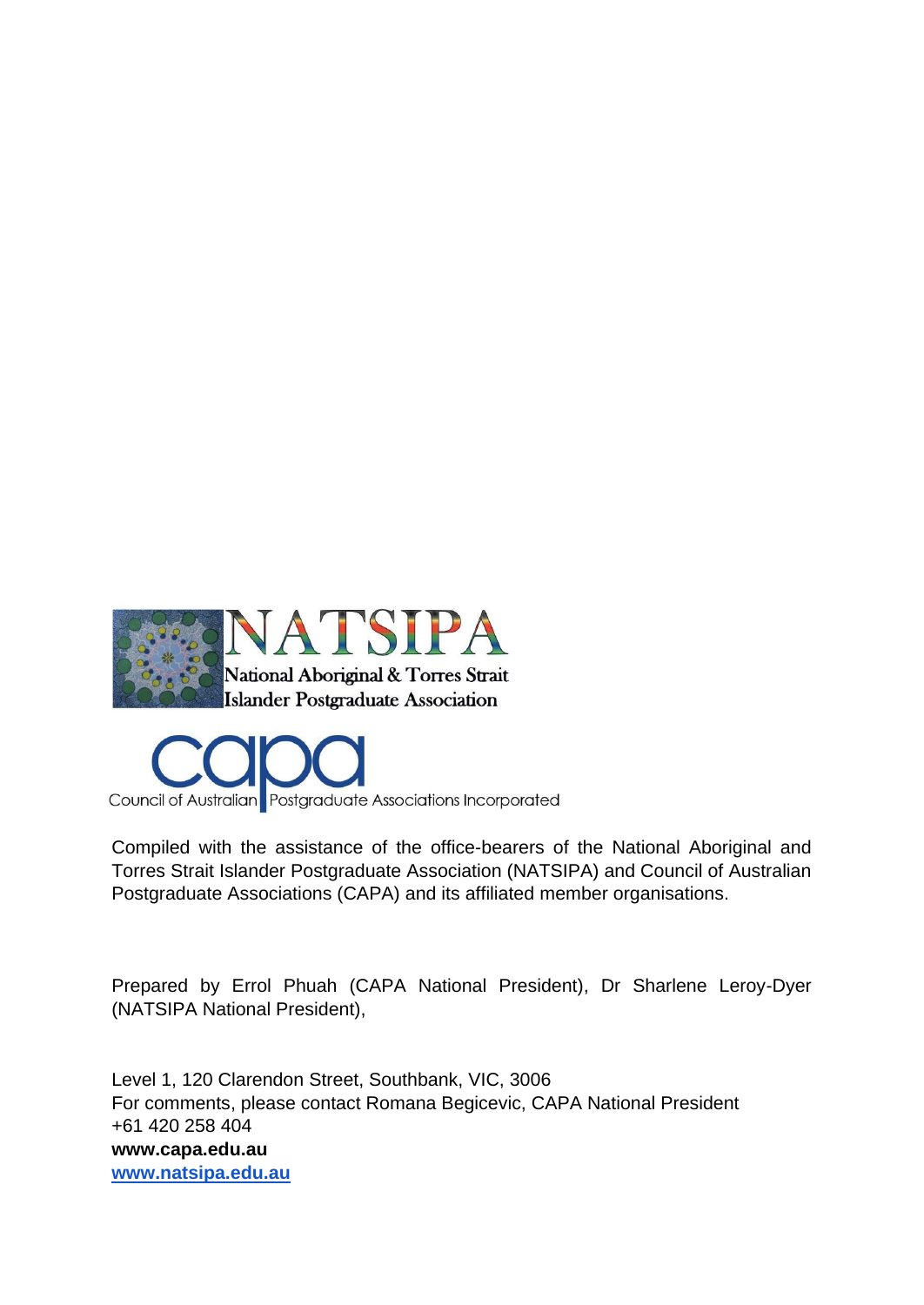NATSIPA

National Aboriginal & Torres Strait Islander Postgraduate Association

capa

Council of Australian Postgraduate Associations Incorporated

Compiled with the assistance of the office-bearers of the National Aboriginal and Torres Strait Islander Postgraduate Association (NATSIPA) and Council of Australian Postgraduate Associations (CAPA) and its affiliated member organisations.

Prepared by Errol Phuah (CAPA National President), Dr Sharlene Leroy-Dyer (NATSIPA National President),

Level 1, 120 Clarendon Street, Southbank, VIC, 3006
For comments, please contact Romana Begicevic, CAPA National President
+61 420 258 404
**www.capa.edu.au**
**[www.natsipa.edu.au](http://www.natsipa.edu.au)**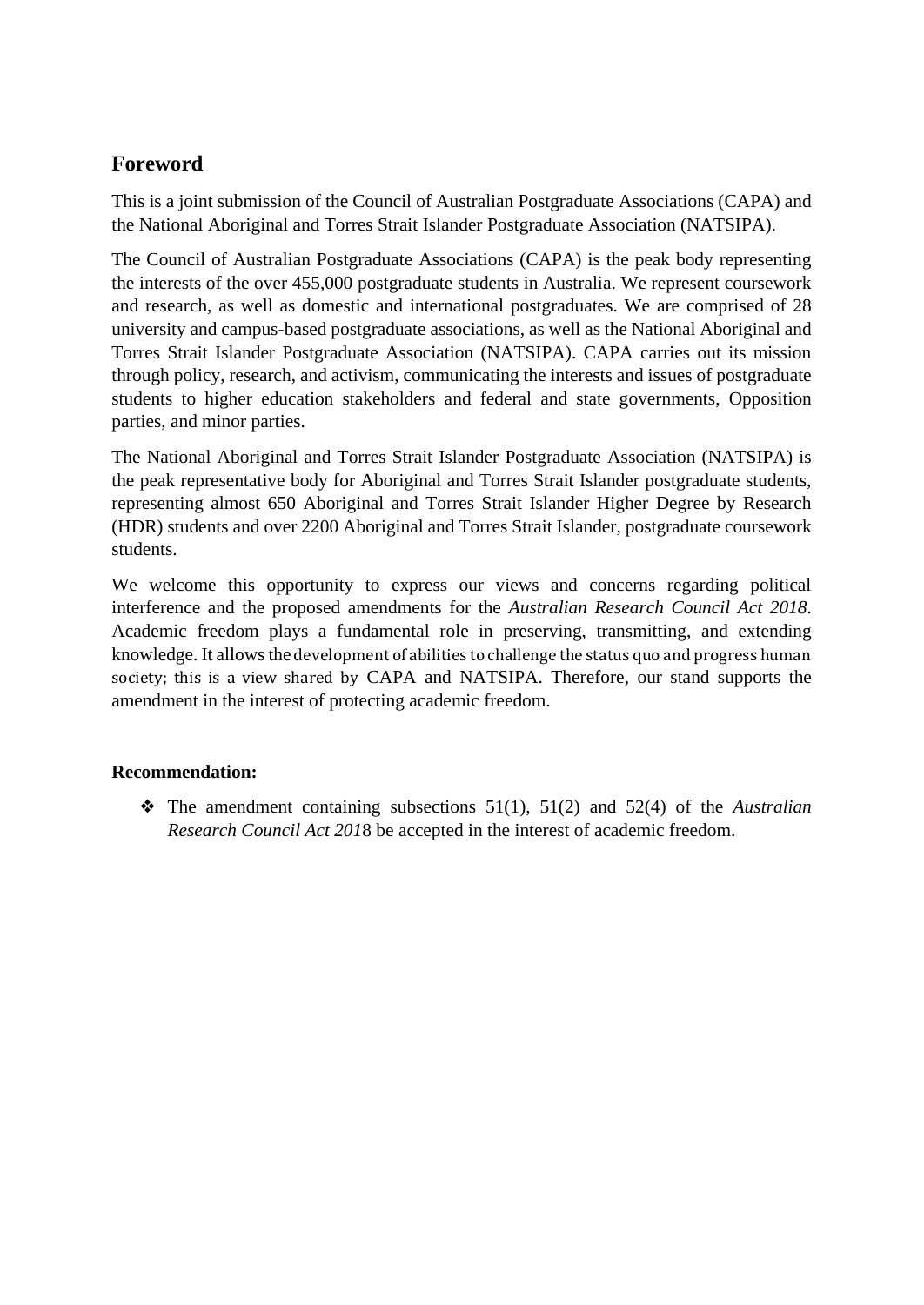## Foreword

This is a joint submission of the Council of Australian Postgraduate Associations (CAPA) and the National Aboriginal and Torres Strait Islander Postgraduate Association (NATSIPA).

The Council of Australian Postgraduate Associations (CAPA) is the peak body representing the interests of the over 455,000 postgraduate students in Australia. We represent coursework and research, as well as domestic and international postgraduates. We are comprised of 28 university and campus-based postgraduate associations, as well as the National Aboriginal and Torres Strait Islander Postgraduate Association (NATSIPA). CAPA carries out its mission through policy, research, and activism, communicating the interests and issues of postgraduate students to higher education stakeholders and federal and state governments, Opposition parties, and minor parties.

The National Aboriginal and Torres Strait Islander Postgraduate Association (NATSIPA) is the peak representative body for Aboriginal and Torres Strait Islander postgraduate students, representing almost 650 Aboriginal and Torres Strait Islander Higher Degree by Research (HDR) students and over 2200 Aboriginal and Torres Strait Islander, postgraduate coursework students.

We welcome this opportunity to express our views and concerns regarding political interference and the proposed amendments for the *Australian Research Council Act 2018*. Academic freedom plays a fundamental role in preserving, transmitting, and extending knowledge. It allows the development of abilities to challenge the status quo and progress human society; this is a view shared by CAPA and NATSIPA. Therefore, our stand supports the amendment in the interest of protecting academic freedom.

**Recommendation:**

- The amendment containing subsections 51(1), 51(2) and 52(4) of the *Australian Research Council Act 201*8 be accepted in the interest of academic freedom.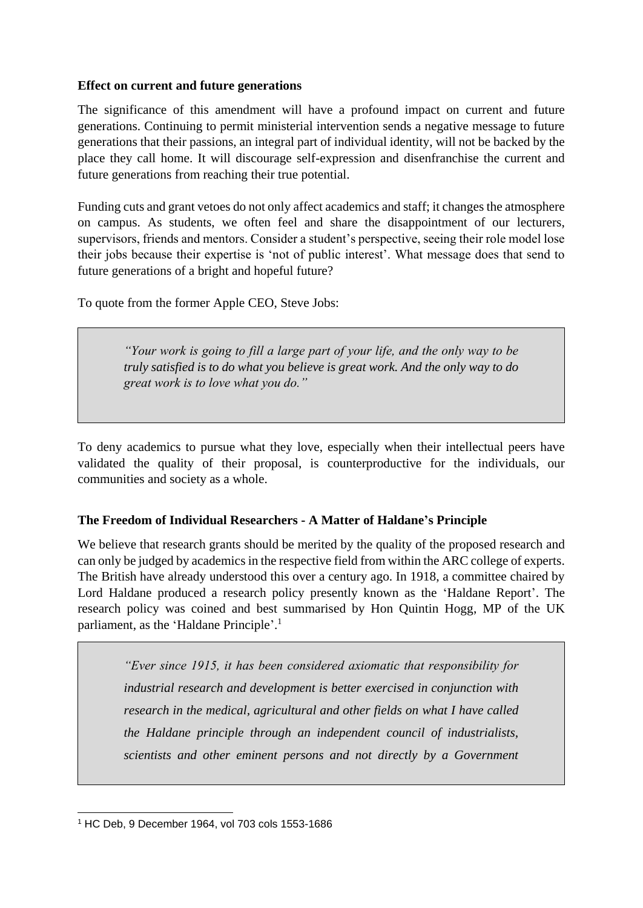**Effect on current and future generations**

The significance of this amendment will have a profound impact on current and future generations. Continuing to permit ministerial intervention sends a negative message to future generations that their passions, an integral part of individual identity, will not be backed by the place they call home. It will discourage self-expression and disenfranchise the current and future generations from reaching their true potential.

Funding cuts and grant vetoes do not only affect academics and staff; it changes the atmosphere on campus. As students, we often feel and share the disappointment of our lecturers, supervisors, friends and mentors. Consider a student's perspective, seeing their role model lose their jobs because their expertise is 'not of public interest'. What message does that send to future generations of a bright and hopeful future?

To quote from the former Apple CEO, Steve Jobs:

> *"Your work is going to fill a large part of your life, and the only way to be truly satisfied is to do what you believe is great work. And the only way to do great work is to love what you do."*

To deny academics to pursue what they love, especially when their intellectual peers have validated the quality of their proposal, is counterproductive for the individuals, our communities and society as a whole.

**The Freedom of Individual Researchers - A Matter of Haldane's Principle**

We believe that research grants should be merited by the quality of the proposed research and can only be judged by academics in the respective field from within the ARC college of experts. The British have already understood this over a century ago. In 1918, a committee chaired by Lord Haldane produced a research policy presently known as the 'Haldane Report'. The research policy was coined and best summarised by Hon Quintin Hogg, MP of the UK parliament, as the 'Haldane Principle'.[1]

> *"Ever since 1915, it has been considered axiomatic that responsibility for industrial research and development is better exercised in conjunction with research in the medical, agricultural and other fields on what I have called the Haldane principle through an independent council of industrialists, scientists and other eminent persons and not directly by a Government*

[1] HC Deb, 9 December 1964, vol 703 cols 1553-1686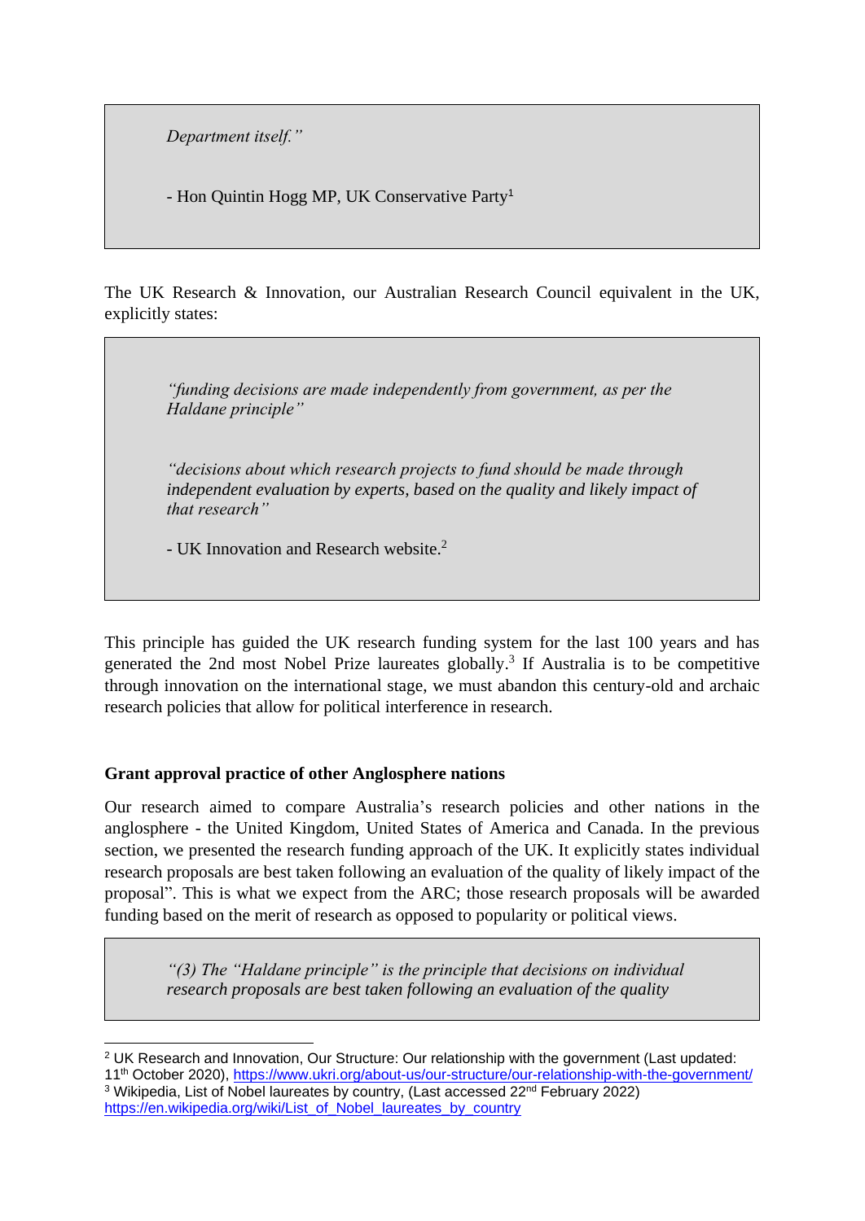> *Department itself."*
>
> - Hon Quintin Hogg MP, UK Conservative Party[1]

The UK Research & Innovation, our Australian Research Council equivalent in the UK, explicitly states:

> *"funding decisions are made independently from government, as per the Haldane principle"*
>
> *"decisions about which research projects to fund should be made through independent evaluation by experts, based on the quality and likely impact of that research"*
>
> - UK Innovation and Research website.[2]

This principle has guided the UK research funding system for the last 100 years and has generated the 2nd most Nobel Prize laureates globally.[3] If Australia is to be competitive through innovation on the international stage, we must abandon this century-old and archaic research policies that allow for political interference in research.

**Grant approval practice of other Anglosphere nations**

Our research aimed to compare Australia's research policies and other nations in the anglosphere - the United Kingdom, United States of America and Canada. In the previous section, we presented the research funding approach of the UK. It explicitly states individual research proposals are best taken following an evaluation of the quality of likely impact of the proposal". This is what we expect from the ARC; those research proposals will be awarded funding based on the merit of research as opposed to popularity or political views.

> *"(3) The "Haldane principle" is the principle that decisions on individual research proposals are best taken following an evaluation of the quality*

---

[2] UK Research and Innovation, Our Structure: Our relationship with the government (Last updated: 11th October 2020), https://www.ukri.org/about-us/our-structure/our-relationship-with-the-government/

[3] Wikipedia, List of Nobel laureates by country, (Last accessed 22nd February 2022) https://en.wikipedia.org/wiki/List_of_Nobel_laureates_by_country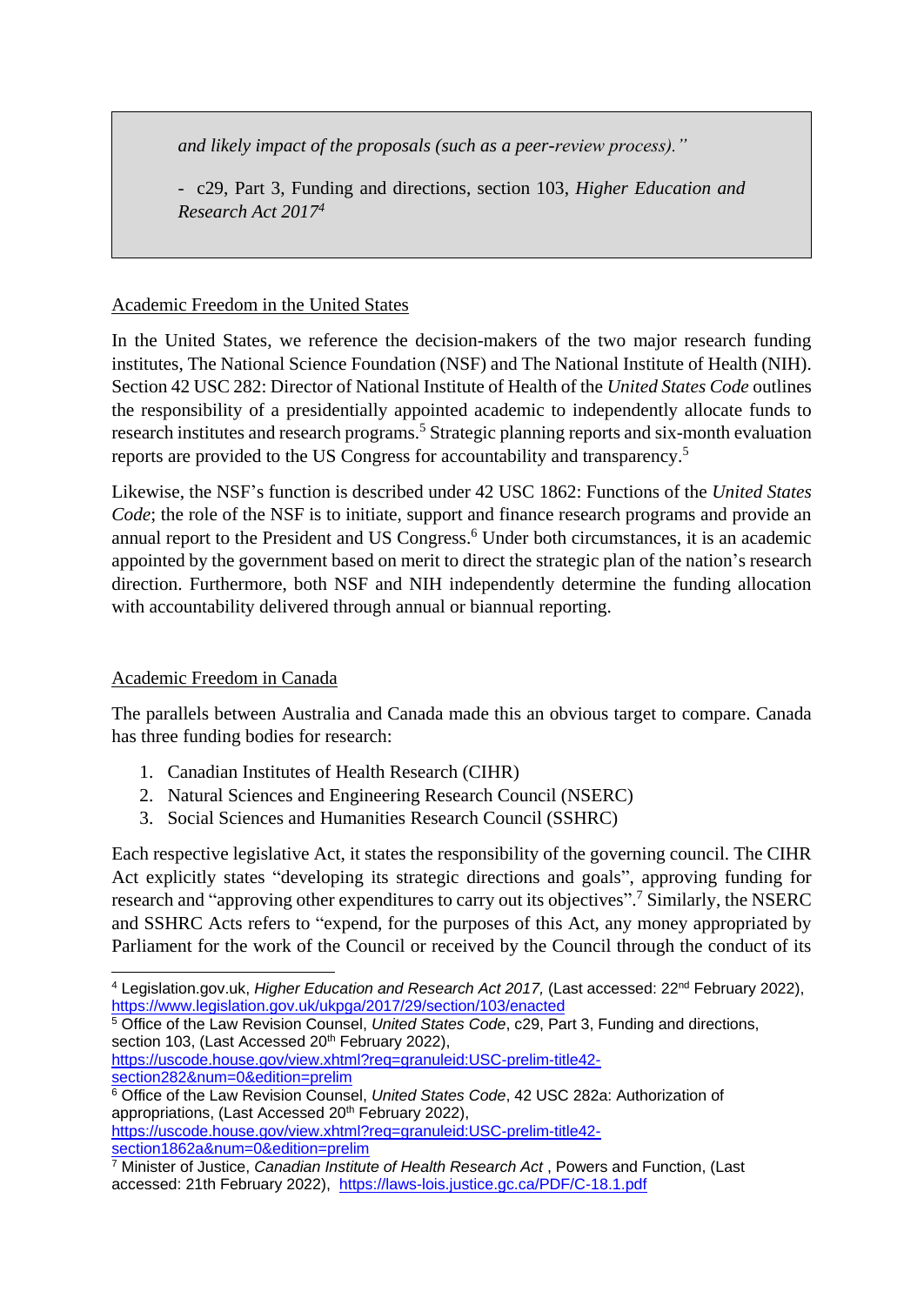> *and likely impact of the proposals (such as a peer-review process)."*
>
> - c29, Part 3, Funding and directions, section 103, *Higher Education and Research Act 2017*[4]

Academic Freedom in the United States

In the United States, we reference the decision-makers of the two major research funding institutes, The National Science Foundation (NSF) and The National Institute of Health (NIH). Section 42 USC 282: Director of National Institute of Health of the *United States Code* outlines the responsibility of a presidentially appointed academic to independently allocate funds to research institutes and research programs.[5] Strategic planning reports and six-month evaluation reports are provided to the US Congress for accountability and transparency.[5]

Likewise, the NSF's function is described under 42 USC 1862: Functions of the *United States Code*; the role of the NSF is to initiate, support and finance research programs and provide an annual report to the President and US Congress.[6] Under both circumstances, it is an academic appointed by the government based on merit to direct the strategic plan of the nation's research direction. Furthermore, both NSF and NIH independently determine the funding allocation with accountability delivered through annual or biannual reporting.

Academic Freedom in Canada

The parallels between Australia and Canada made this an obvious target to compare. Canada has three funding bodies for research:

1. Canadian Institutes of Health Research (CIHR)
2. Natural Sciences and Engineering Research Council (NSERC)
3. Social Sciences and Humanities Research Council (SSHRC)

Each respective legislative Act, it states the responsibility of the governing council. The CIHR Act explicitly states "developing its strategic directions and goals", approving funding for research and "approving other expenditures to carry out its objectives".[7] Similarly, the NSERC and SSHRC Acts refers to "expend, for the purposes of this Act, any money appropriated by Parliament for the work of the Council or received by the Council through the conduct of its

---

[4] Legislation.gov.uk, *Higher Education and Research Act 2017,* (Last accessed: 22nd February 2022), https://www.legislation.gov.uk/ukpga/2017/29/section/103/enacted

[5] Office of the Law Revision Counsel, *United States Code*, c29, Part 3, Funding and directions, section 103, (Last Accessed 20th February 2022), https://uscode.house.gov/view.xhtml?req=granuleid:USC-prelim-title42-section282&num=0&edition=prelim

[6] Office of the Law Revision Counsel, *United States Code*, 42 USC 282a: Authorization of appropriations, (Last Accessed 20th February 2022), https://uscode.house.gov/view.xhtml?req=granuleid:USC-prelim-title42-section1862a&num=0&edition=prelim

[7] Minister of Justice, *Canadian Institute of Health Research Act* , Powers and Function, (Last accessed: 21th February 2022), https://laws-lois.justice.gc.ca/PDF/C-18.1.pdf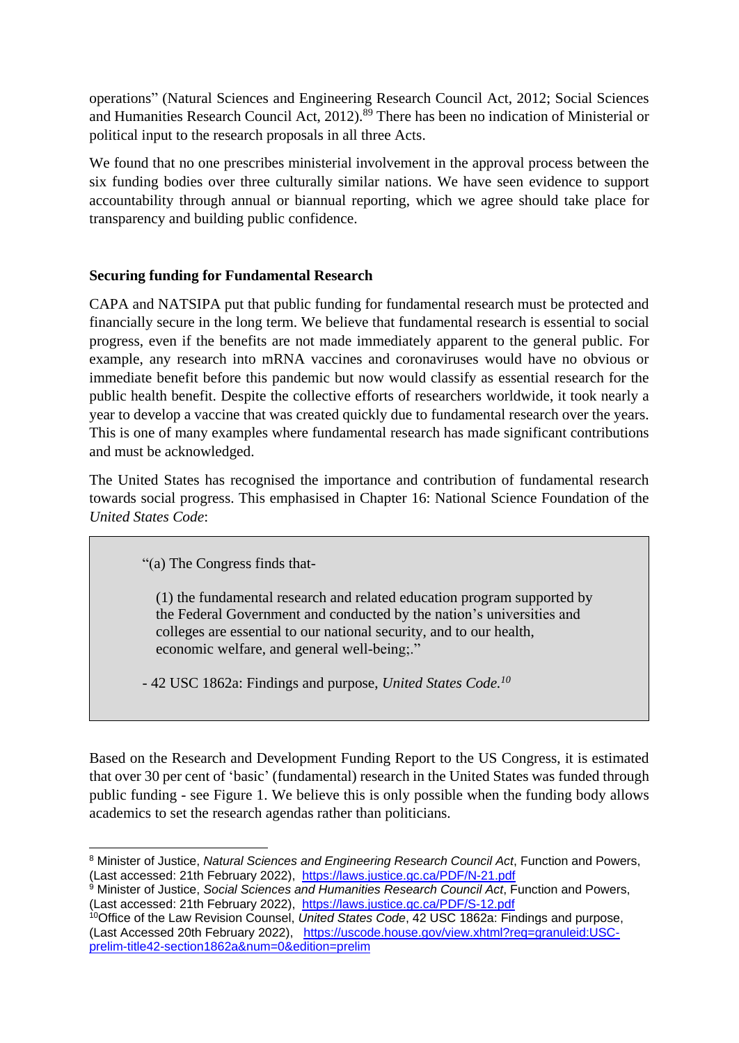operations" (Natural Sciences and Engineering Research Council Act, 2012; Social Sciences and Humanities Research Council Act, 2012).[8][9] There has been no indication of Ministerial or political input to the research proposals in all three Acts.

We found that no one prescribes ministerial involvement in the approval process between the six funding bodies over three culturally similar nations. We have seen evidence to support accountability through annual or biannual reporting, which we agree should take place for transparency and building public confidence.

**Securing funding for Fundamental Research**

CAPA and NATSIPA put that public funding for fundamental research must be protected and financially secure in the long term. We believe that fundamental research is essential to social progress, even if the benefits are not made immediately apparent to the general public. For example, any research into mRNA vaccines and coronaviruses would have no obvious or immediate benefit before this pandemic but now would classify as essential research for the public health benefit. Despite the collective efforts of researchers worldwide, it took nearly a year to develop a vaccine that was created quickly due to fundamental research over the years. This is one of many examples where fundamental research has made significant contributions and must be acknowledged.

The United States has recognised the importance and contribution of fundamental research towards social progress. This emphasised in Chapter 16: National Science Foundation of the *United States Code*:

> "(a) The Congress finds that-
>
> (1) the fundamental research and related education program supported by the Federal Government and conducted by the nation's universities and colleges are essential to our national security, and to our health, economic welfare, and general well-being;."
>
> - 42 USC 1862a: Findings and purpose, *United States Code.*[10]

Based on the Research and Development Funding Report to the US Congress, it is estimated that over 30 per cent of 'basic' (fundamental) research in the United States was funded through public funding - see Figure 1. We believe this is only possible when the funding body allows academics to set the research agendas rather than politicians.

---

[8] Minister of Justice, *Natural Sciences and Engineering Research Council Act*, Function and Powers, (Last accessed: 21th February 2022), https://laws.justice.gc.ca/PDF/N-21.pdf

[9] Minister of Justice, *Social Sciences and Humanities Research Council Act*, Function and Powers, (Last accessed: 21th February 2022), https://laws.justice.gc.ca/PDF/S-12.pdf

[10] Office of the Law Revision Counsel, *United States Code*, 42 USC 1862a: Findings and purpose, (Last Accessed 20th February 2022), https://uscode.house.gov/view.xhtml?req=granuleid:USC-prelim-title42-section1862a&num=0&edition=prelim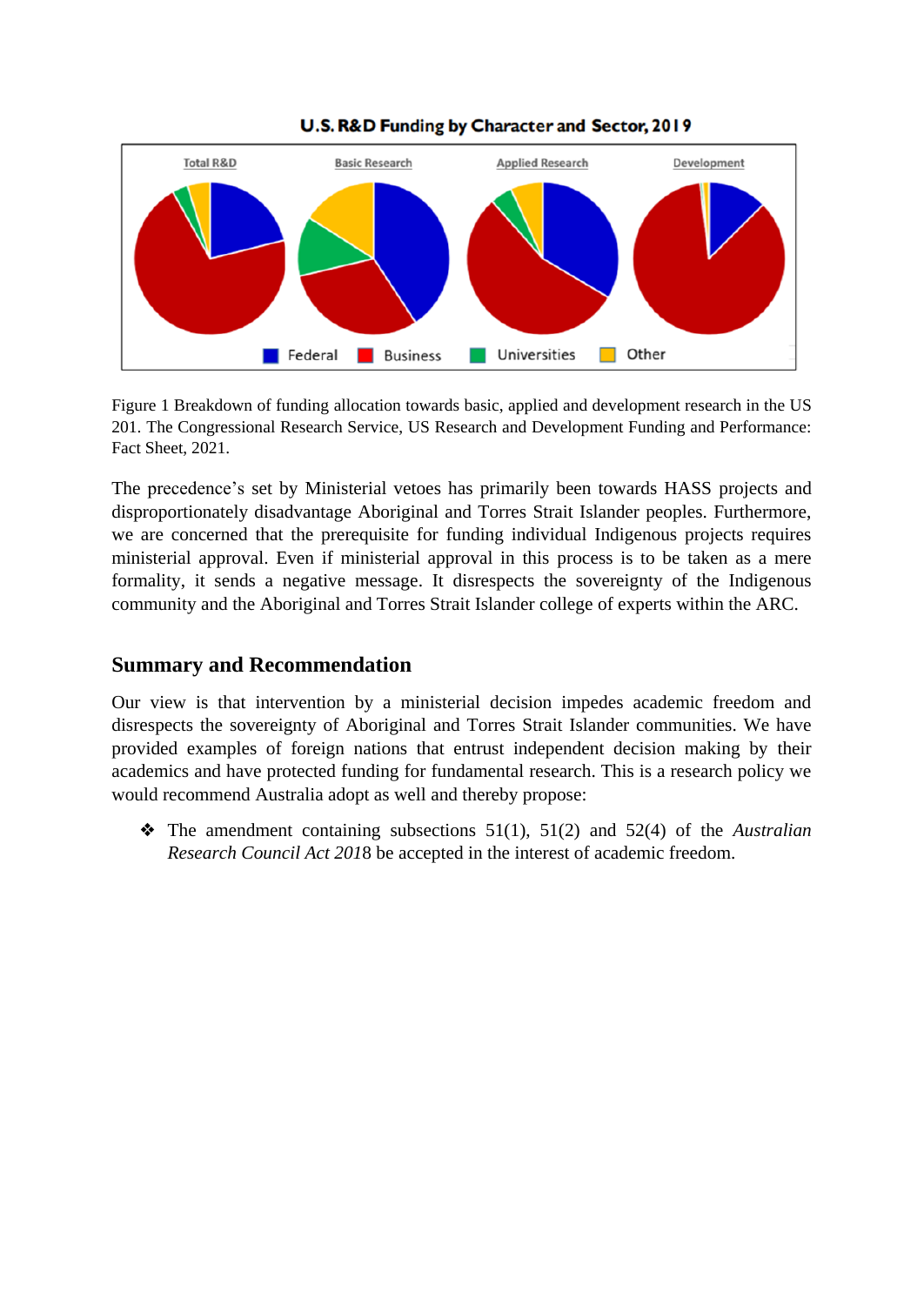Figure 1 Breakdown of funding allocation towards basic, applied and development research in the US 201. The Congressional Research Service, US Research and Development Funding and Performance: Fact Sheet, 2021.

The precedence's set by Ministerial vetoes has primarily been towards HASS projects and disproportionately disadvantage Aboriginal and Torres Strait Islander peoples. Furthermore, we are concerned that the prerequisite for funding individual Indigenous projects requires ministerial approval. Even if ministerial approval in this process is to be taken as a mere formality, it sends a negative message. It disrespects the sovereignty of the Indigenous community and the Aboriginal and Torres Strait Islander college of experts within the ARC.

## Summary and Recommendation

Our view is that intervention by a ministerial decision impedes academic freedom and disrespects the sovereignty of Aboriginal and Torres Strait Islander communities. We have provided examples of foreign nations that entrust independent decision making by their academics and have protected funding for fundamental research. This is a research policy we would recommend Australia adopt as well and thereby propose:

- The amendment containing subsections 51(1), 51(2) and 52(4) of the *Australian Research Council Act 2018* be accepted in the interest of academic freedom.